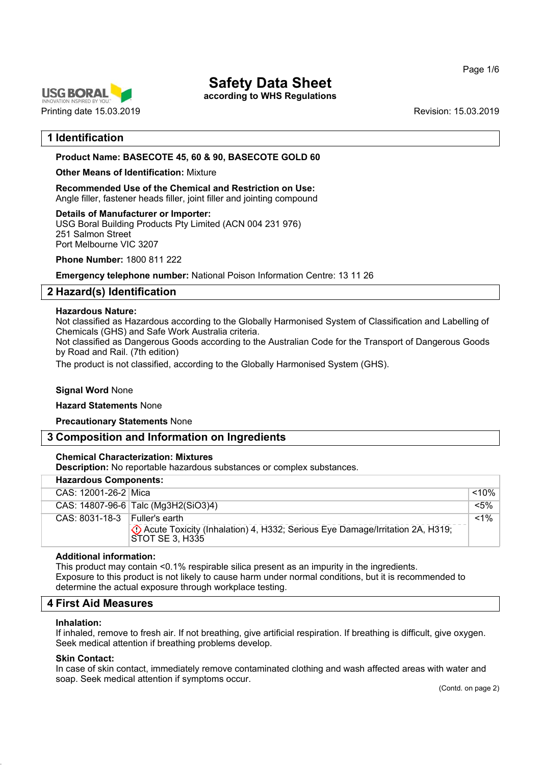# Safety Data Sheet

**according to WHS Regulations**

Printing date 15.03.2019

Revision: 15.03.2019

## 1 Identification

**Product Name: BASECOTE 45, 60 & 90, BASECOTE GOLD 60**

**Other Means of Identification:** Mixture

**Recommended Use of the Chemical and Restriction on Use:**
Angle filler, fastener heads filler, joint filler and jointing compound

**Details of Manufacturer or Importer:**
USG Boral Building Products Pty Limited (ACN 004 231 976)
251 Salmon Street
Port Melbourne VIC 3207

**Phone Number:** 1800 811 222

**Emergency telephone number:** National Poison Information Centre: 13 11 26

## 2 Hazard(s) Identification

**Hazardous Nature:**
Not classified as Hazardous according to the Globally Harmonised System of Classification and Labelling of Chemicals (GHS) and Safe Work Australia criteria.
Not classified as Dangerous Goods according to the Australian Code for the Transport of Dangerous Goods by Road and Rail. (7th edition)
The product is not classified, according to the Globally Harmonised System (GHS).

**Signal Word** None

**Hazard Statements** None

**Precautionary Statements** None

## 3 Composition and Information on Ingredients

**Chemical Characterization: Mixtures**
**Description:** No reportable hazardous substances or complex substances.

| **Hazardous Components:** | | |
|---|---|---|
| CAS: 12001-26-2 | Mica | <10% |
| CAS: 14807-96-6 | Talc ($Mg_3H_2(SiO_3)_4$) | <5% |
| CAS: 8031-18-3 | Fuller's earth<br>Acute Toxicity (Inhalation) 4, H332; Serious Eye Damage/Irritation 2A, H319; STOT SE 3, H335 | <1% |

**Additional information:**
This product may contain <0.1% respirable silica present as an impurity in the ingredients.
Exposure to this product is not likely to cause harm under normal conditions, but it is recommended to determine the actual exposure through workplace testing.

## 4 First Aid Measures

**Inhalation:**
If inhaled, remove to fresh air. If not breathing, give artificial respiration. If breathing is difficult, give oxygen. Seek medical attention if breathing problems develop.

**Skin Contact:**
In case of skin contact, immediately remove contaminated clothing and wash affected areas with water and soap. Seek medical attention if symptoms occur.

(Contd. on page 2)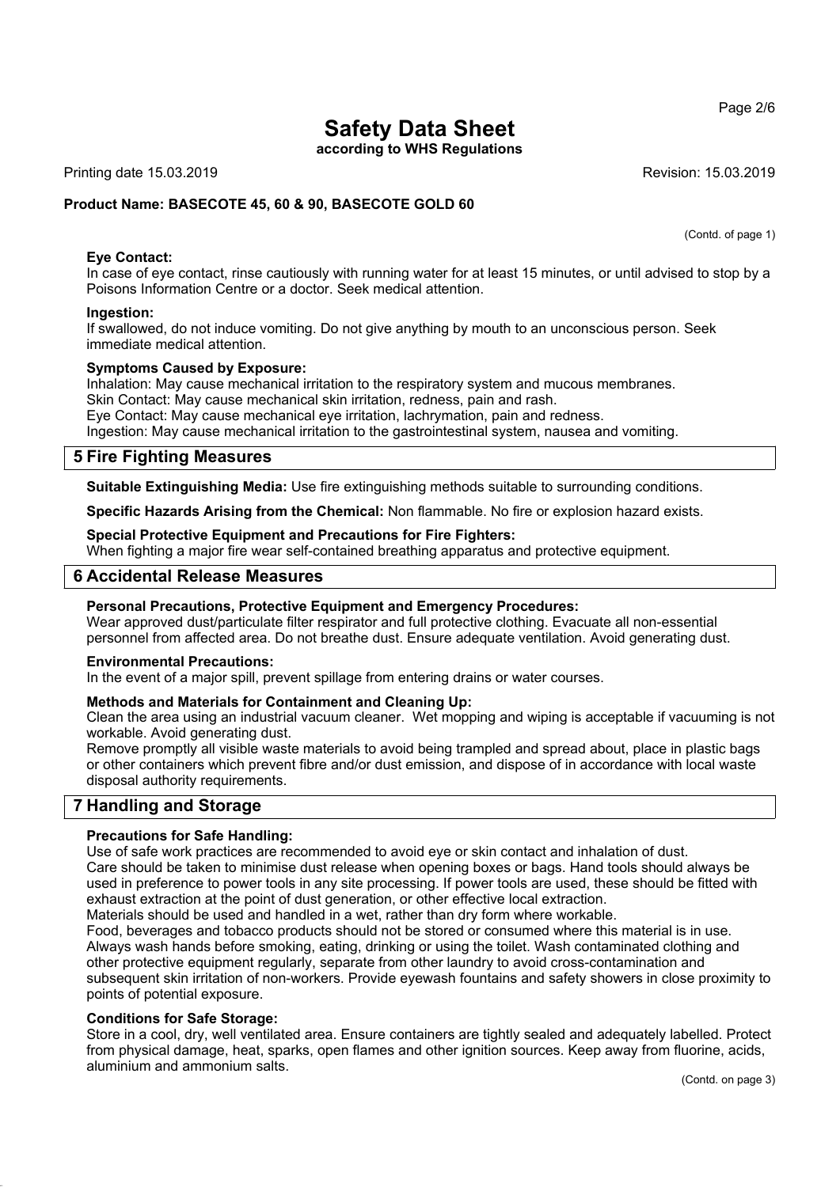**Product Name: BASECOTE 45, 60 & 90, BASECOTE GOLD 60**

(Contd. of page 1)

**Eye Contact:**
In case of eye contact, rinse cautiously with running water for at least 15 minutes, or until advised to stop by a Poisons Information Centre or a doctor. Seek medical attention.

**Ingestion:**
If swallowed, do not induce vomiting. Do not give anything by mouth to an unconscious person. Seek immediate medical attention.

**Symptoms Caused by Exposure:**
Inhalation: May cause mechanical irritation to the respiratory system and mucous membranes.
Skin Contact: May cause mechanical skin irritation, redness, pain and rash.
Eye Contact: May cause mechanical eye irritation, lachrymation, pain and redness.
Ingestion: May cause mechanical irritation to the gastrointestinal system, nausea and vomiting.

## 5 Fire Fighting Measures

**Suitable Extinguishing Media:** Use fire extinguishing methods suitable to surrounding conditions.

**Specific Hazards Arising from the Chemical:** Non flammable. No fire or explosion hazard exists.

**Special Protective Equipment and Precautions for Fire Fighters:**
When fighting a major fire wear self-contained breathing apparatus and protective equipment.

## 6 Accidental Release Measures

**Personal Precautions, Protective Equipment and Emergency Procedures:**
Wear approved dust/particulate filter respirator and full protective clothing. Evacuate all non-essential personnel from affected area. Do not breathe dust. Ensure adequate ventilation. Avoid generating dust.

**Environmental Precautions:**
In the event of a major spill, prevent spillage from entering drains or water courses.

**Methods and Materials for Containment and Cleaning Up:**
Clean the area using an industrial vacuum cleaner. Wet mopping and wiping is acceptable if vacuuming is not workable. Avoid generating dust.
Remove promptly all visible waste materials to avoid being trampled and spread about, place in plastic bags or other containers which prevent fibre and/or dust emission, and dispose of in accordance with local waste disposal authority requirements.

## 7 Handling and Storage

**Precautions for Safe Handling:**
Use of safe work practices are recommended to avoid eye or skin contact and inhalation of dust.
Care should be taken to minimise dust release when opening boxes or bags. Hand tools should always be used in preference to power tools in any site processing. If power tools are used, these should be fitted with exhaust extraction at the point of dust generation, or other effective local extraction.
Materials should be used and handled in a wet, rather than dry form where workable.
Food, beverages and tobacco products should not be stored or consumed where this material is in use. Always wash hands before smoking, eating, drinking or using the toilet. Wash contaminated clothing and other protective equipment regularly, separate from other laundry to avoid cross-contamination and subsequent skin irritation of non-workers. Provide eyewash fountains and safety showers in close proximity to points of potential exposure.

**Conditions for Safe Storage:**
Store in a cool, dry, well ventilated area. Ensure containers are tightly sealed and adequately labelled. Protect from physical damage, heat, sparks, open flames and other ignition sources. Keep away from fluorine, acids, aluminium and ammonium salts.

(Contd. on page 3)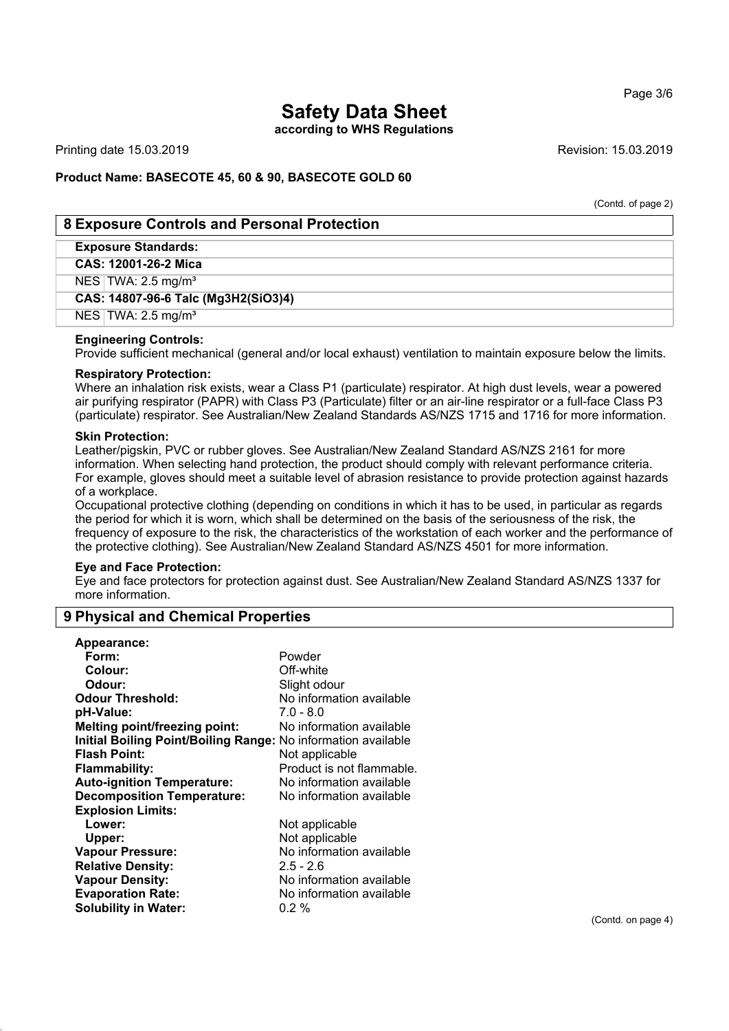# Safety Data Sheet

**according to WHS Regulations**

Printing date 15.03.2019 Revision: 15.03.2019

**Product Name: BASECOTE 45, 60 & 90, BASECOTE GOLD 60**

(Contd. of page 2)

## 8 Exposure Controls and Personal Protection

| **Exposure Standards:** | |
|---|---|
| **CAS: 12001-26-2 Mica** | |
| NES | TWA: 2.5 mg/m³ |
| **CAS: 14807-96-6 Talc (Mg3H2(SiO3)4)** | |
| NES | TWA: 2.5 mg/m³ |

**Engineering Controls:**
Provide sufficient mechanical (general and/or local exhaust) ventilation to maintain exposure below the limits.

**Respiratory Protection:**
Where an inhalation risk exists, wear a Class P1 (particulate) respirator. At high dust levels, wear a powered air purifying respirator (PAPR) with Class P3 (Particulate) filter or an air-line respirator or a full-face Class P3 (particulate) respirator. See Australian/New Zealand Standards AS/NZS 1715 and 1716 for more information.

**Skin Protection:**
Leather/pigskin, PVC or rubber gloves. See Australian/New Zealand Standard AS/NZS 2161 for more information. When selecting hand protection, the product should comply with relevant performance criteria. For example, gloves should meet a suitable level of abrasion resistance to provide protection against hazards of a workplace.
Occupational protective clothing (depending on conditions in which it has to be used, in particular as regards the period for which it is worn, which shall be determined on the basis of the seriousness of the risk, the frequency of exposure to the risk, the characteristics of the workstation of each worker and the performance of the protective clothing). See Australian/New Zealand Standard AS/NZS 4501 for more information.

**Eye and Face Protection:**
Eye and face protectors for protection against dust. See Australian/New Zealand Standard AS/NZS 1337 for more information.

## 9 Physical and Chemical Properties

| | |
|---|---|
| **Appearance:** | |
| **Form:** | Powder |
| **Colour:** | Off-white |
| **Odour:** | Slight odour |
| **Odour Threshold:** | No information available |
| **pH-Value:** | 7.0 - 8.0 |
| **Melting point/freezing point:** | No information available |
| **Initial Boiling Point/Boiling Range:** | No information available |
| **Flash Point:** | Not applicable |
| **Flammability:** | Product is not flammable. |
| **Auto-ignition Temperature:** | No information available |
| **Decomposition Temperature:** | No information available |
| **Explosion Limits:** | |
| **Lower:** | Not applicable |
| **Upper:** | Not applicable |
| **Vapour Pressure:** | No information available |
| **Relative Density:** | 2.5 - 2.6 |
| **Vapour Density:** | No information available |
| **Evaporation Rate:** | No information available |
| **Solubility in Water:** | 0.2 % |

(Contd. on page 4)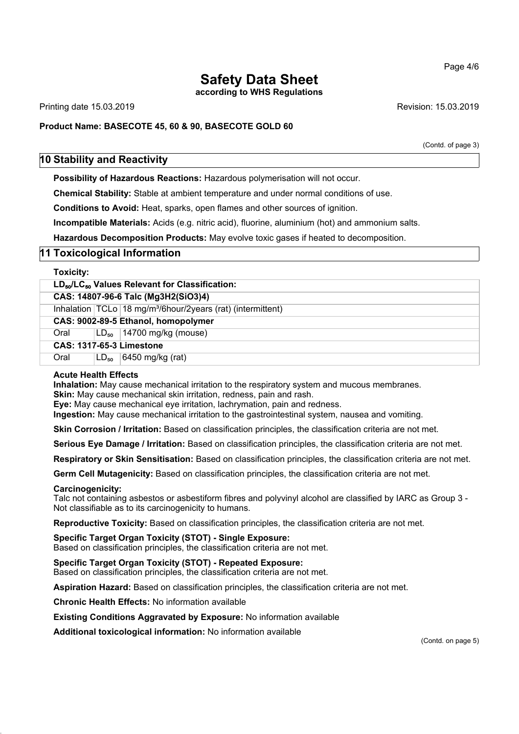# Safety Data Sheet

**according to WHS Regulations**

Printing date 15.03.2019 Revision: 15.03.2019

**Product Name: BASECOTE 45, 60 & 90, BASECOTE GOLD 60**

(Contd. of page 3)

## 10 Stability and Reactivity

**Possibility of Hazardous Reactions:** Hazardous polymerisation will not occur.

**Chemical Stability:** Stable at ambient temperature and under normal conditions of use.

**Conditions to Avoid:** Heat, sparks, open flames and other sources of ignition.

**Incompatible Materials:** Acids (e.g. nitric acid), fluorine, aluminium (hot) and ammonium salts.

**Hazardous Decomposition Products:** May evolve toxic gases if heated to decomposition.

## 11 Toxicological Information

**Toxicity:**

| **$LD_{50}$/$LC_{50}$ Values Relevant for Classification:** | | |
|---|---|---|
| **CAS: 14807-96-6 Talc (Mg3H2(SiO3)4)** | | |
| Inhalation | TCLo | 18 mg/m³/6hour/2years (rat) (intermittent) |
| **CAS: 9002-89-5 Ethanol, homopolymer** | | |
| Oral | $LD_{50}$ | 14700 mg/kg (mouse) |
| **CAS: 1317-65-3 Limestone** | | |
| Oral | $LD_{50}$ | 6450 mg/kg (rat) |

**Acute Health Effects**
**Inhalation:** May cause mechanical irritation to the respiratory system and mucous membranes.
**Skin:** May cause mechanical skin irritation, redness, pain and rash.
**Eye:** May cause mechanical eye irritation, lachrymation, pain and redness.
**Ingestion:** May cause mechanical irritation to the gastrointestinal system, nausea and vomiting.

**Skin Corrosion / Irritation:** Based on classification principles, the classification criteria are not met.

**Serious Eye Damage / Irritation:** Based on classification principles, the classification criteria are not met.

**Respiratory or Skin Sensitisation:** Based on classification principles, the classification criteria are not met.

**Germ Cell Mutagenicity:** Based on classification principles, the classification criteria are not met.

**Carcinogenicity:**
Talc not containing asbestos or asbestiform fibres and polyvinyl alcohol are classified by IARC as Group 3 - Not classifiable as to its carcinogenicity to humans.

**Reproductive Toxicity:** Based on classification principles, the classification criteria are not met.

**Specific Target Organ Toxicity (STOT) - Single Exposure:**
Based on classification principles, the classification criteria are not met.

**Specific Target Organ Toxicity (STOT) - Repeated Exposure:**
Based on classification principles, the classification criteria are not met.

**Aspiration Hazard:** Based on classification principles, the classification criteria are not met.

**Chronic Health Effects:** No information available

**Existing Conditions Aggravated by Exposure:** No information available

**Additional toxicological information:** No information available

(Contd. on page 5)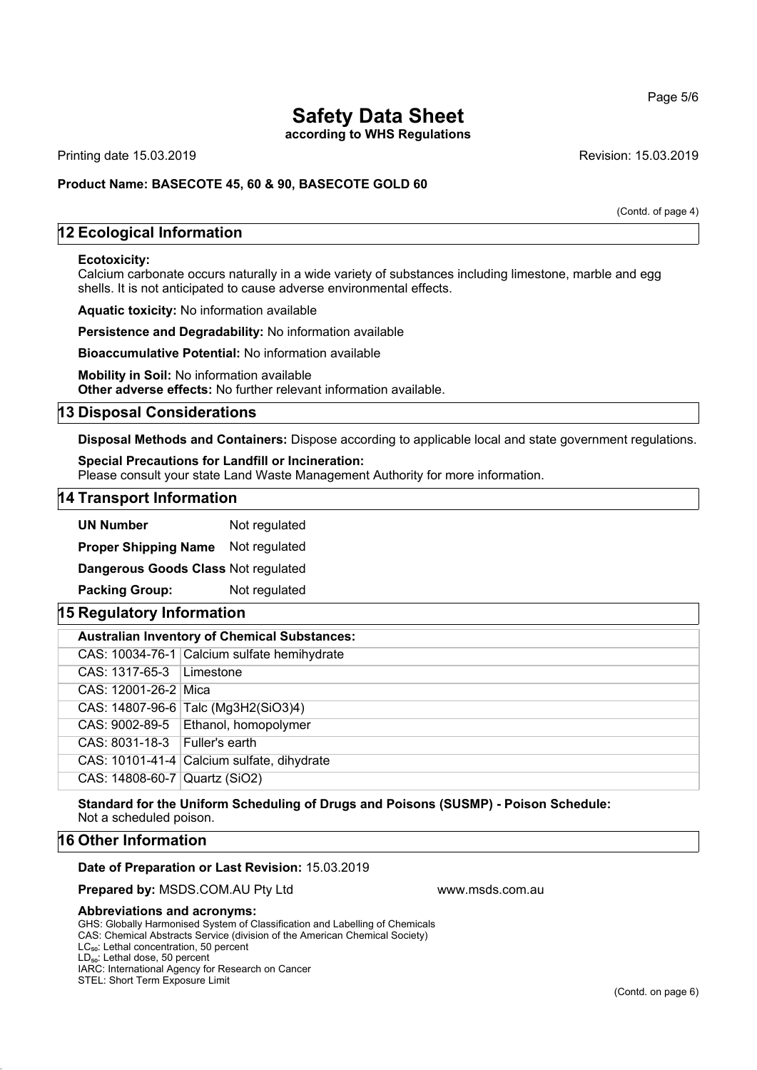# Safety Data Sheet

**according to WHS Regulations**

Printing date 15.03.2019 Revision: 15.03.2019

**Product Name: BASECOTE 45, 60 & 90, BASECOTE GOLD 60**

(Contd. of page 4)

## 12 Ecological Information

**Ecotoxicity:**
Calcium carbonate occurs naturally in a wide variety of substances including limestone, marble and egg shells. It is not anticipated to cause adverse environmental effects.

**Aquatic toxicity:** No information available

**Persistence and Degradability:** No information available

**Bioaccumulative Potential:** No information available

**Mobility in Soil:** No information available
**Other adverse effects:** No further relevant information available.

## 13 Disposal Considerations

**Disposal Methods and Containers:** Dispose according to applicable local and state government regulations.

**Special Precautions for Landfill or Incineration:**
Please consult your state Land Waste Management Authority for more information.

## 14 Transport Information

**UN Number** Not regulated

**Proper Shipping Name** Not regulated

**Dangerous Goods Class** Not regulated

**Packing Group:** Not regulated

## 15 Regulatory Information

| **Australian Inventory of Chemical Substances:** | |
|---|---|
| CAS: 10034-76-1 | Calcium sulfate hemihydrate |
| CAS: 1317-65-3 | Limestone |
| CAS: 12001-26-2 | Mica |
| CAS: 14807-96-6 | Talc ($Mg_3H_2(SiO_3)_4$) |
| CAS: 9002-89-5 | Ethanol, homopolymer |
| CAS: 8031-18-3 | Fuller's earth |
| CAS: 10101-41-4 | Calcium sulfate, dihydrate |
| CAS: 14808-60-7 | Quartz ($SiO_2$) |

**Standard for the Uniform Scheduling of Drugs and Poisons (SUSMP) - Poison Schedule:**
Not a scheduled poison.

## 16 Other Information

**Date of Preparation or Last Revision:** 15.03.2019

**Prepared by:** MSDS.COM.AU Pty Ltd www.msds.com.au

**Abbreviations and acronyms:**
GHS: Globally Harmonised System of Classification and Labelling of Chemicals
CAS: Chemical Abstracts Service (division of the American Chemical Society)
$LC_{50}$: Lethal concentration, 50 percent
$LD_{50}$: Lethal dose, 50 percent
IARC: International Agency for Research on Cancer
STEL: Short Term Exposure Limit

(Contd. on page 6)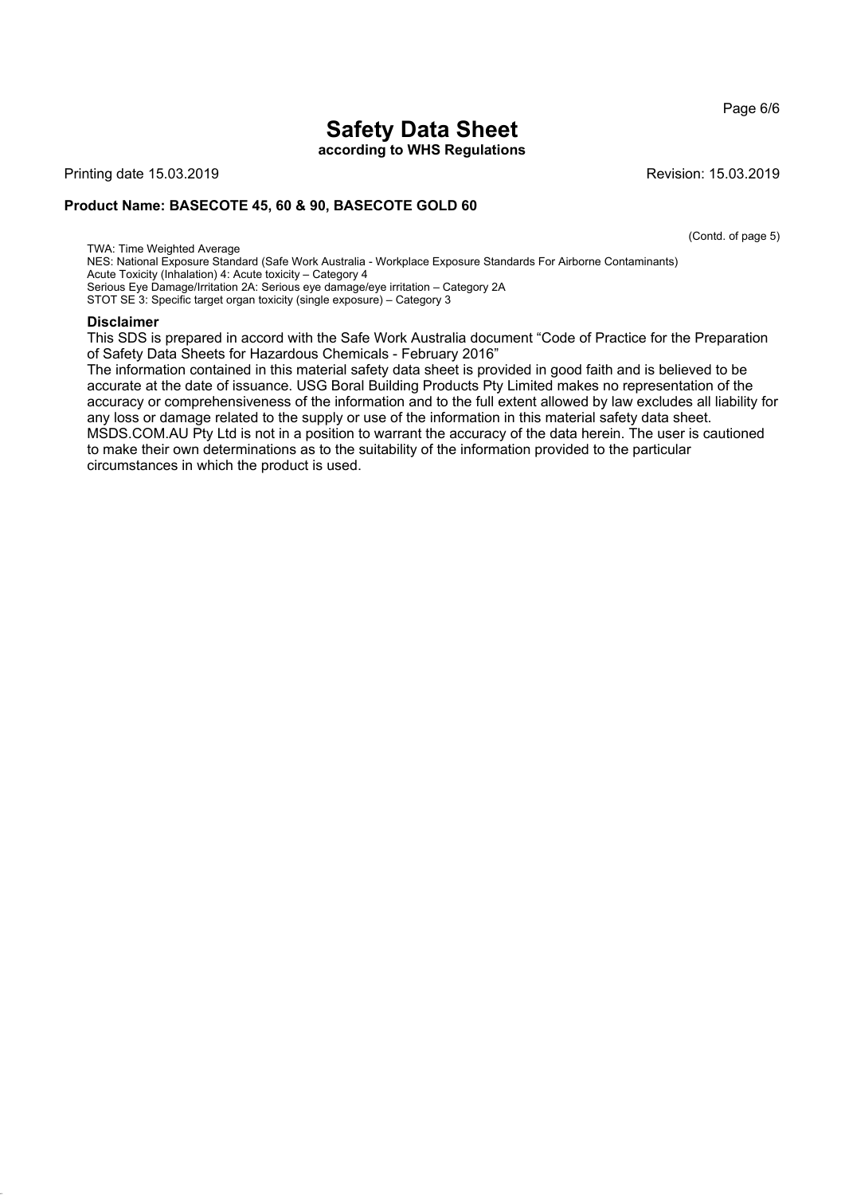(Contd. of page 5)

TWA: Time Weighted Average
NES: National Exposure Standard (Safe Work Australia - Workplace Exposure Standards For Airborne Contaminants)
Acute Toxicity (Inhalation) 4: Acute toxicity – Category 4
Serious Eye Damage/Irritation 2A: Serious eye damage/eye irritation – Category 2A
STOT SE 3: Specific target organ toxicity (single exposure) – Category 3

**Disclaimer**

This SDS is prepared in accord with the Safe Work Australia document "Code of Practice for the Preparation of Safety Data Sheets for Hazardous Chemicals - February 2016"
The information contained in this material safety data sheet is provided in good faith and is believed to be accurate at the date of issuance. USG Boral Building Products Pty Limited makes no representation of the accuracy or comprehensiveness of the information and to the full extent allowed by law excludes all liability for any loss or damage related to the supply or use of the information in this material safety data sheet.
MSDS.COM.AU Pty Ltd is not in a position to warrant the accuracy of the data herein. The user is cautioned to make their own determinations as to the suitability of the information provided to the particular circumstances in which the product is used.